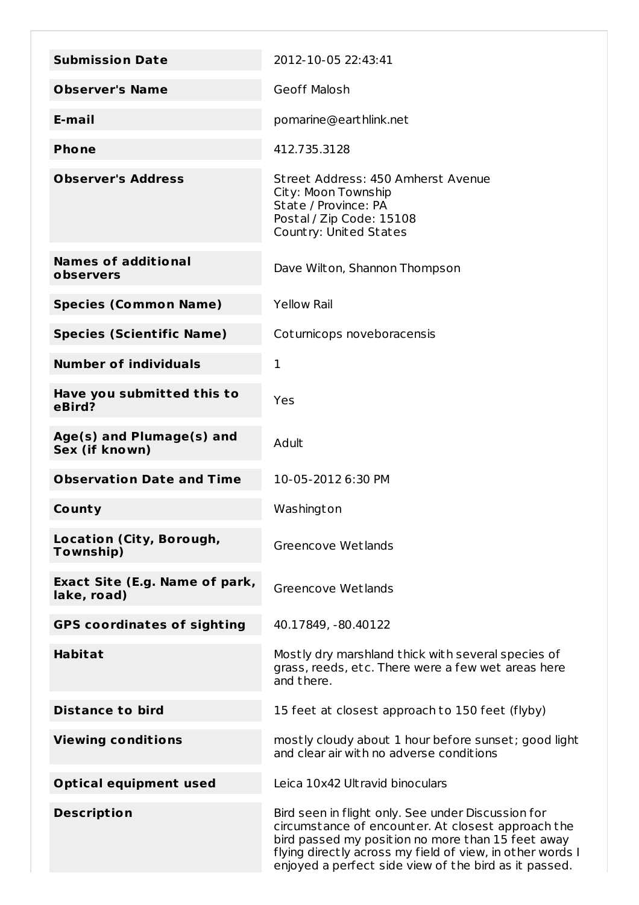| | |
|---|---|
| **Submission Date** | 2012-10-05 22:43:41 |
| **Observer's Name** | Geoff Malosh |
| **E-mail** | pomarine@earthlink.net |
| **Phone** | 412.735.3128 |
| **Observer's Address** | Street Address: 450 Amherst Avenue<br>City: Moon Township<br>State / Province: PA<br>Postal / Zip Code: 15108<br>Country: United States |
| **Names of additional observers** | Dave Wilton, Shannon Thompson |
| **Species (Common Name)** | Yellow Rail |
| **Species (Scientific Name)** | Coturnicops noveboracensis |
| **Number of individuals** | 1 |
| **Have you submitted this to eBird?** | Yes |
| **Age(s) and Plumage(s) and Sex (if known)** | Adult |
| **Observation Date and Time** | 10-05-2012 6:30 PM |
| **County** | Washington |
| **Location (City, Borough, Township)** | Greencove Wetlands |
| **Exact Site (E.g. Name of park, lake, road)** | Greencove Wetlands |
| **GPS coordinates of sighting** | 40.17849, -80.40122 |
| **Habitat** | Mostly dry marshland thick with several species of grass, reeds, etc. There were a few wet areas here and there. |
| **Distance to bird** | 15 feet at closest approach to 150 feet (flyby) |
| **Viewing conditions** | mostly cloudy about 1 hour before sunset; good light and clear air with no adverse conditions |
| **Optical equipment used** | Leica 10x42 Ultravid binoculars |
| **Description** | Bird seen in flight only. See under Discussion for circumstance of encounter. At closest approach the bird passed my position no more than 15 feet away flying directly across my field of view, in other words I enjoyed a perfect side view of the bird as it passed. |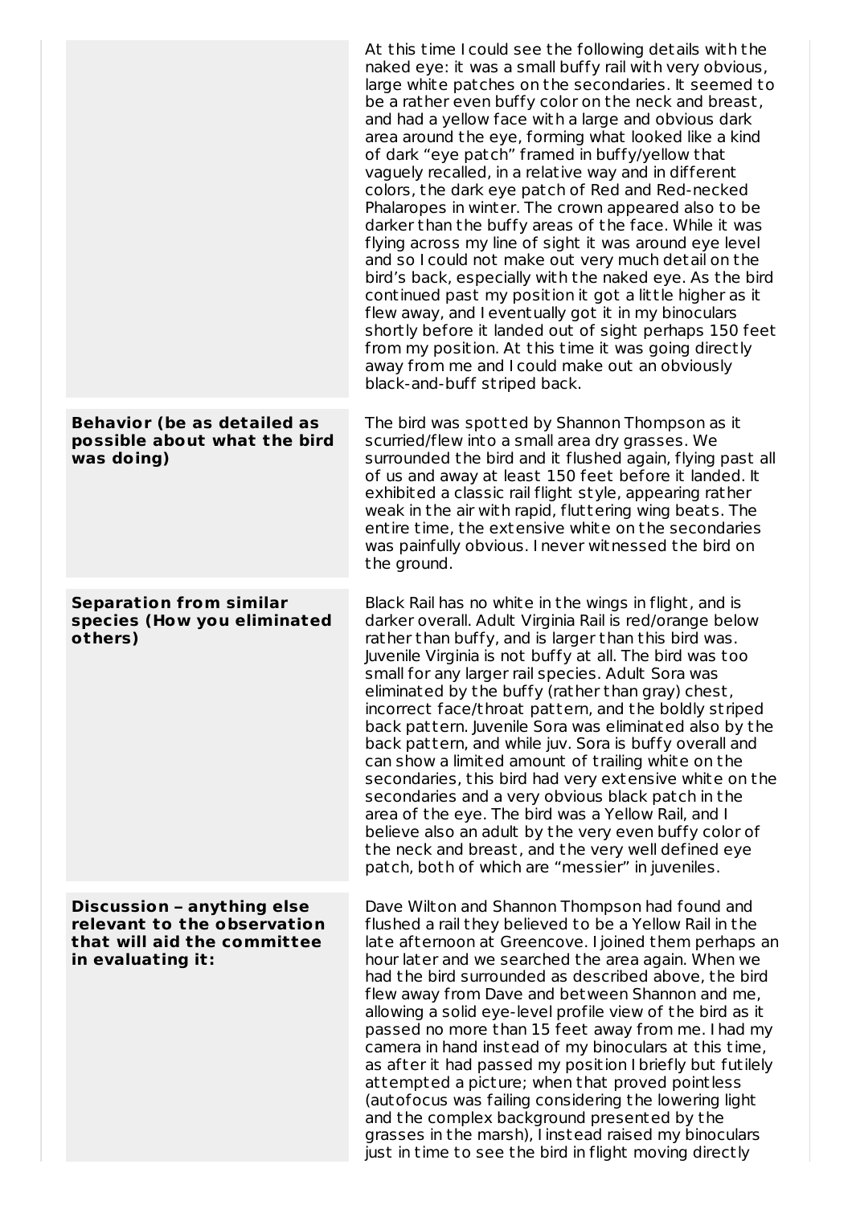| | |
|---|---|
| | At this time I could see the following details with the naked eye: it was a small buffy rail with very obvious, large white patches on the secondaries. It seemed to be a rather even buffy color on the neck and breast, and had a yellow face with a large and obvious dark area around the eye, forming what looked like a kind of dark "eye patch" framed in buffy/yellow that vaguely recalled, in a relative way and in different colors, the dark eye patch of Red and Red-necked Phalaropes in winter. The crown appeared also to be darker than the buffy areas of the face. While it was flying across my line of sight it was around eye level and so I could not make out very much detail on the bird's back, especially with the naked eye. As the bird continued past my position it got a little higher as it flew away, and I eventually got it in my binoculars shortly before it landed out of sight perhaps 150 feet from my position. At this time it was going directly away from me and I could make out an obviously black-and-buff striped back. |
| **Behavior (be as detailed as possible about what the bird was doing)** | The bird was spotted by Shannon Thompson as it scurried/flew into a small area dry grasses. We surrounded the bird and it flushed again, flying past all of us and away at least 150 feet before it landed. It exhibited a classic rail flight style, appearing rather weak in the air with rapid, fluttering wing beats. The entire time, the extensive white on the secondaries was painfully obvious. I never witnessed the bird on the ground. |
| **Separation from similar species (How you eliminated others)** | Black Rail has no white in the wings in flight, and is darker overall. Adult Virginia Rail is red/orange below rather than buffy, and is larger than this bird was. Juvenile Virginia is not buffy at all. The bird was too small for any larger rail species. Adult Sora was eliminated by the buffy (rather than gray) chest, incorrect face/throat pattern, and the boldly striped back pattern. Juvenile Sora was eliminated also by the back pattern, and while juv. Sora is buffy overall and can show a limited amount of trailing white on the secondaries, this bird had very extensive white on the secondaries and a very obvious black patch in the area of the eye. The bird was a Yellow Rail, and I believe also an adult by the very even buffy color of the neck and breast, and the very well defined eye patch, both of which are "messier" in juveniles. |
| **Discussion – anything else relevant to the observation that will aid the committee in evaluating it:** | Dave Wilton and Shannon Thompson had found and flushed a rail they believed to be a Yellow Rail in the late afternoon at Greencove. I joined them perhaps an hour later and we searched the area again. When we had the bird surrounded as described above, the bird flew away from Dave and Shannon and me, allowing a solid eye-level profile view of the bird as it passed no more than 15 feet away from me. I had my camera in hand instead of my binoculars at this time, as after it had passed my position I briefly but futilely attempted a picture; when that proved pointless (autofocus was failing considering the lowering light and the complex background presented by the grasses in the marsh), I instead raised my binoculars just in time to see the bird in flight moving directly |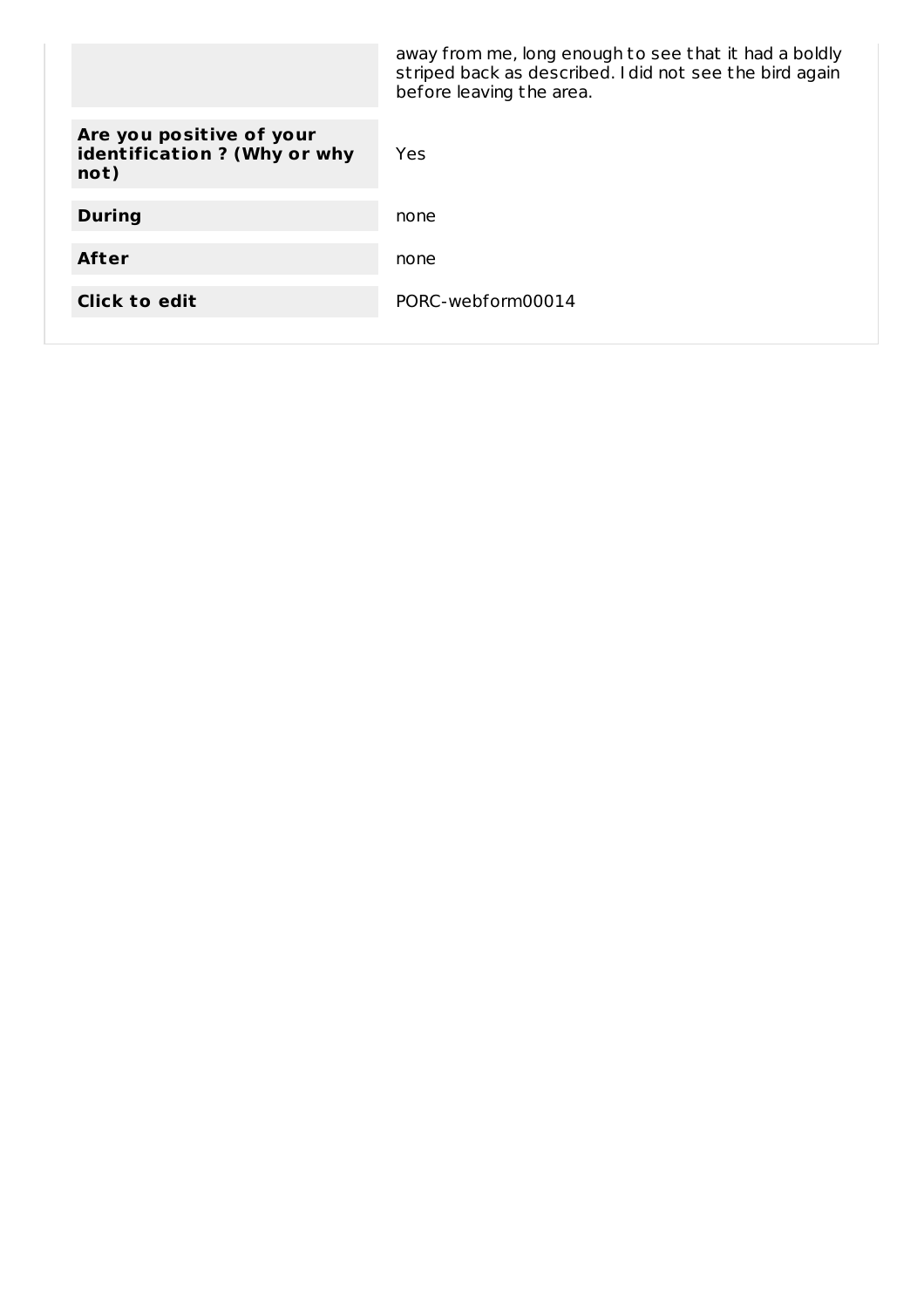| | |
|---|---|
| | away from me, long enough to see that it had a boldly striped back as described. I did not see the bird again before leaving the area. |
| **Are you positive of your identification ? (Why or why not)** | Yes |
| **During** | none |
| **After** | none |
| **Click to edit** | PORC-webform00014 |